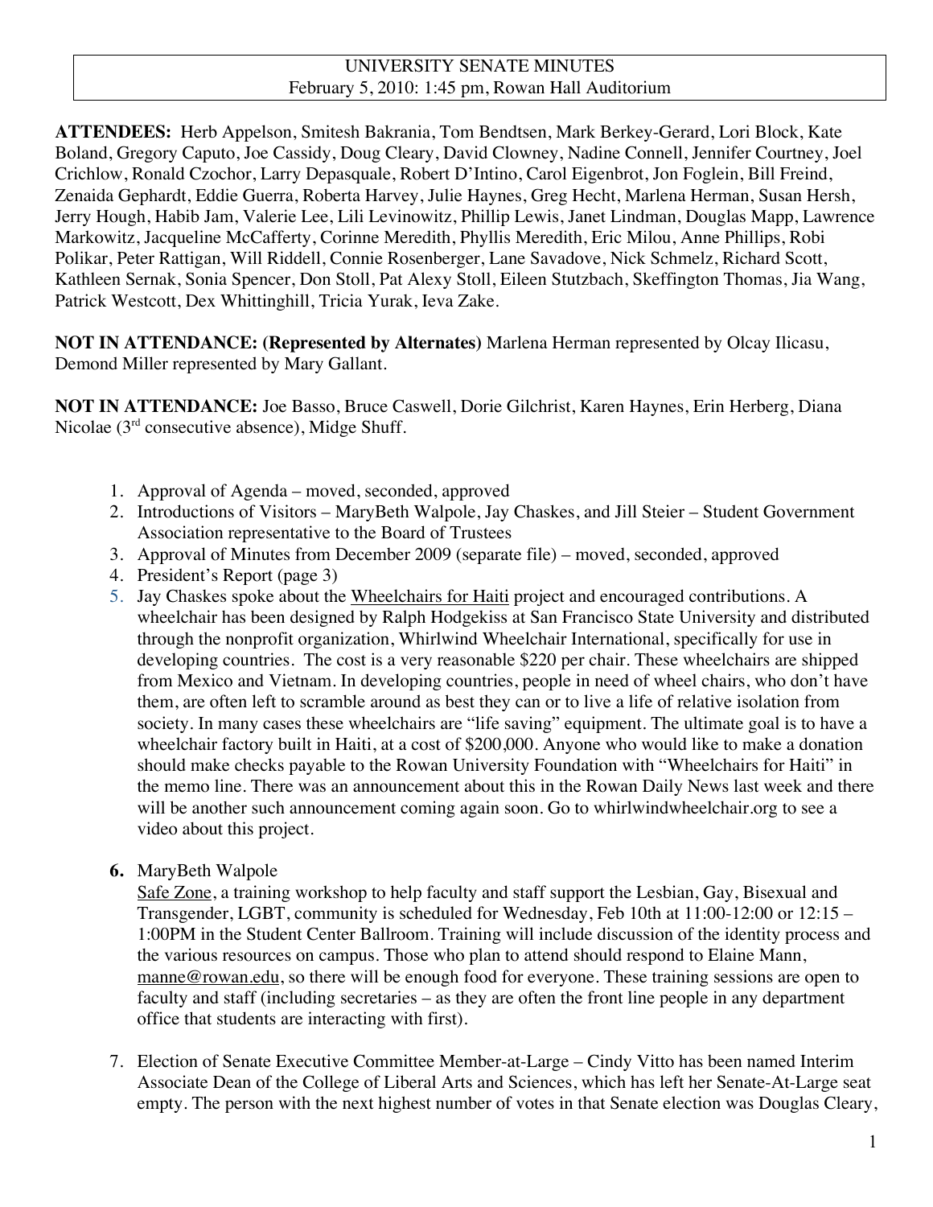UNIVERSITY SENATE MINUTES
February 5, 2010: 1:45 pm, Rowan Hall Auditorium

**ATTENDEES:** Herb Appelson, Smitesh Bakrania, Tom Bendtsen, Mark Berkey-Gerard, Lori Block, Kate Boland, Gregory Caputo, Joe Cassidy, Doug Cleary, David Clowney, Nadine Connell, Jennifer Courtney, Joel Crichlow, Ronald Czochor, Larry Depasquale, Robert D'Intino, Carol Eigenbrot, Jon Foglein, Bill Freind, Zenaida Gephardt, Eddie Guerra, Roberta Harvey, Julie Haynes, Greg Hecht, Marlena Herman, Susan Hersh, Jerry Hough, Habib Jam, Valerie Lee, Lili Levinowitz, Phillip Lewis, Janet Lindman, Douglas Mapp, Lawrence Markowitz, Jacqueline McCafferty, Corinne Meredith, Phyllis Meredith, Eric Milou, Anne Phillips, Robi Polikar, Peter Rattigan, Will Riddell, Connie Rosenberger, Lane Savadove, Nick Schmelz, Richard Scott, Kathleen Sernak, Sonia Spencer, Don Stoll, Pat Alexy Stoll, Eileen Stutzbach, Skeffington Thomas, Jia Wang, Patrick Westcott, Dex Whittinghill, Tricia Yurak, Ieva Zake.

**NOT IN ATTENDANCE: (Represented by Alternates)** Marlena Herman represented by Olcay Ilicasu, Demond Miller represented by Mary Gallant.

**NOT IN ATTENDANCE:** Joe Basso, Bruce Caswell, Dorie Gilchrist, Karen Haynes, Erin Herberg, Diana Nicolae (3rd consecutive absence), Midge Shuff.

1. Approval of Agenda – moved, seconded, approved
2. Introductions of Visitors – MaryBeth Walpole, Jay Chaskes, and Jill Steier – Student Government Association representative to the Board of Trustees
3. Approval of Minutes from December 2009 (separate file) – moved, seconded, approved
4. President's Report (page 3)
5. Jay Chaskes spoke about the Wheelchairs for Haiti project and encouraged contributions. A wheelchair has been designed by Ralph Hodgekiss at San Francisco State University and distributed through the nonprofit organization, Whirlwind Wheelchair International, specifically for use in developing countries. The cost is a very reasonable $220 per chair. These wheelchairs are shipped from Mexico and Vietnam. In developing countries, people in need of wheel chairs, who don't have them, are often left to scramble around as best they can or to live a life of relative isolation from society. In many cases these wheelchairs are "life saving" equipment. The ultimate goal is to have a wheelchair factory built in Haiti, at a cost of $200,000. Anyone who would like to make a donation should make checks payable to the Rowan University Foundation with "Wheelchairs for Haiti" in the memo line. There was an announcement about this in the Rowan Daily News last week and there will be another such announcement coming again soon. Go to whirlwindwheelchair.org to see a video about this project.

6. **MaryBeth Walpole**
   Safe Zone, a training workshop to help faculty and staff support the Lesbian, Gay, Bisexual and Transgender, LGBT, community is scheduled for Wednesday, Feb 10th at 11:00-12:00 or 12:15 – 1:00PM in the Student Center Ballroom. Training will include discussion of the identity process and the various resources on campus. Those who plan to attend should respond to Elaine Mann, manne@rowan.edu, so there will be enough food for everyone. These training sessions are open to faculty and staff (including secretaries – as they are often the front line people in any department office that students are interacting with first).

7. Election of Senate Executive Committee Member-at-Large – Cindy Vitto has been named Interim Associate Dean of the College of Liberal Arts and Sciences, which has left her Senate-At-Large seat empty. The person with the next highest number of votes in that Senate election was Douglas Cleary,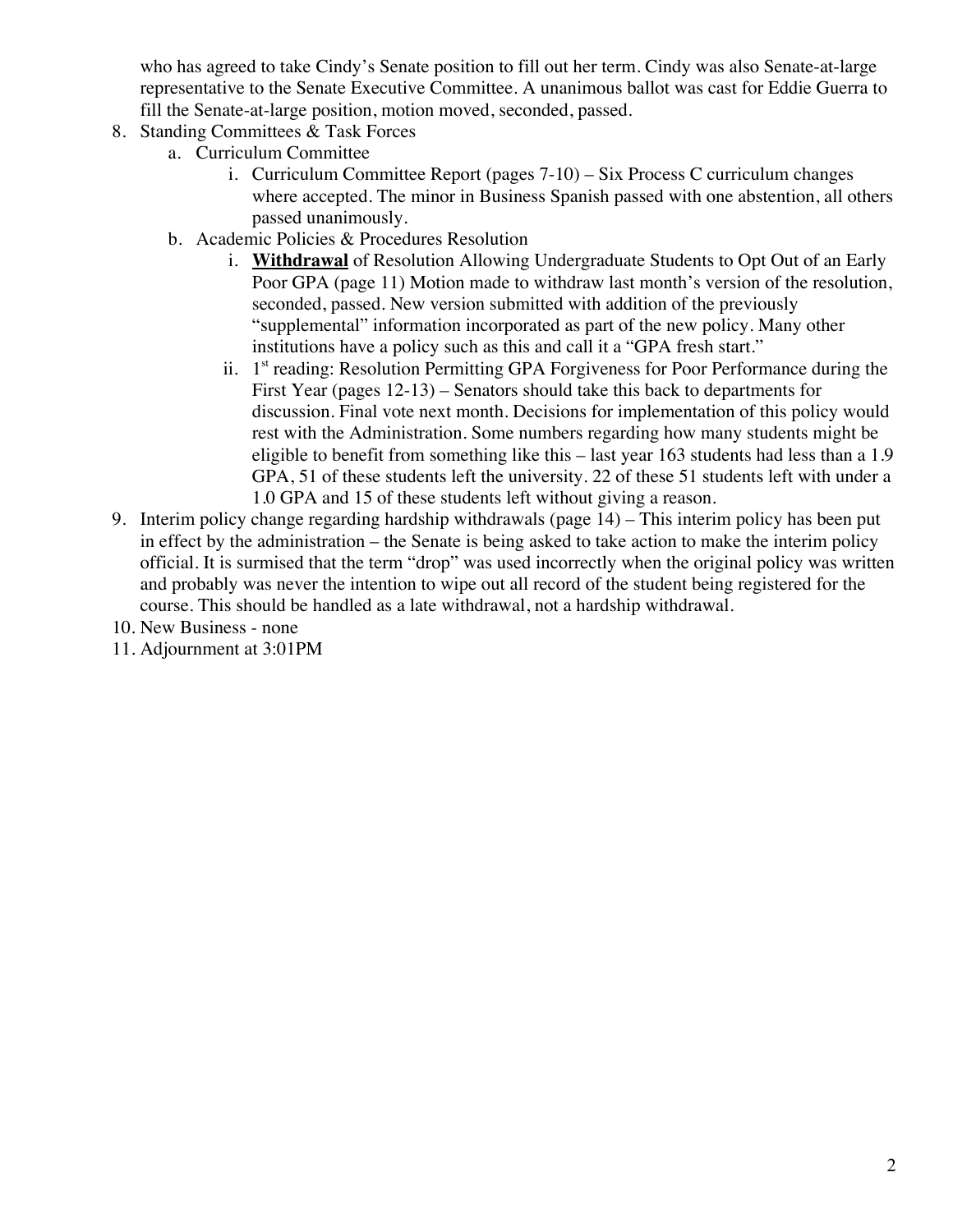who has agreed to take Cindy's Senate position to fill out her term. Cindy was also Senate-at-large representative to the Senate Executive Committee. A unanimous ballot was cast for Eddie Guerra to fill the Senate-at-large position, motion moved, seconded, passed.

8. Standing Committees & Task Forces
   a. Curriculum Committee
      i. Curriculum Committee Report (pages 7-10) – Six Process C curriculum changes where accepted. The minor in Business Spanish passed with one abstention, all others passed unanimously.
   b. Academic Policies & Procedures Resolution
      i. **Withdrawal** of Resolution Allowing Undergraduate Students to Opt Out of an Early Poor GPA (page 11) Motion made to withdraw last month's version of the resolution, seconded, passed. New version submitted with addition of the previously "supplemental" information incorporated as part of the new policy. Many other institutions have a policy such as this and call it a "GPA fresh start."
      ii. 1st reading: Resolution Permitting GPA Forgiveness for Poor Performance during the First Year (pages 12-13) – Senators should take this back to departments for discussion. Final vote next month. Decisions for implementation of this policy would rest with the Administration. Some numbers regarding how many students might be eligible to benefit from something like this – last year 163 students had less than a 1.9 GPA, 51 of these students left the university. 22 of these 51 students left with under a 1.0 GPA and 15 of these students left without giving a reason.
9. Interim policy change regarding hardship withdrawals (page 14) – This interim policy has been put in effect by the administration – the Senate is being asked to take action to make the interim policy official. It is surmised that the term "drop" was used incorrectly when the original policy was written and probably was never the intention to wipe out all record of the student being registered for the course. This should be handled as a late withdrawal, not a hardship withdrawal.
10. New Business - none
11. Adjournment at 3:01PM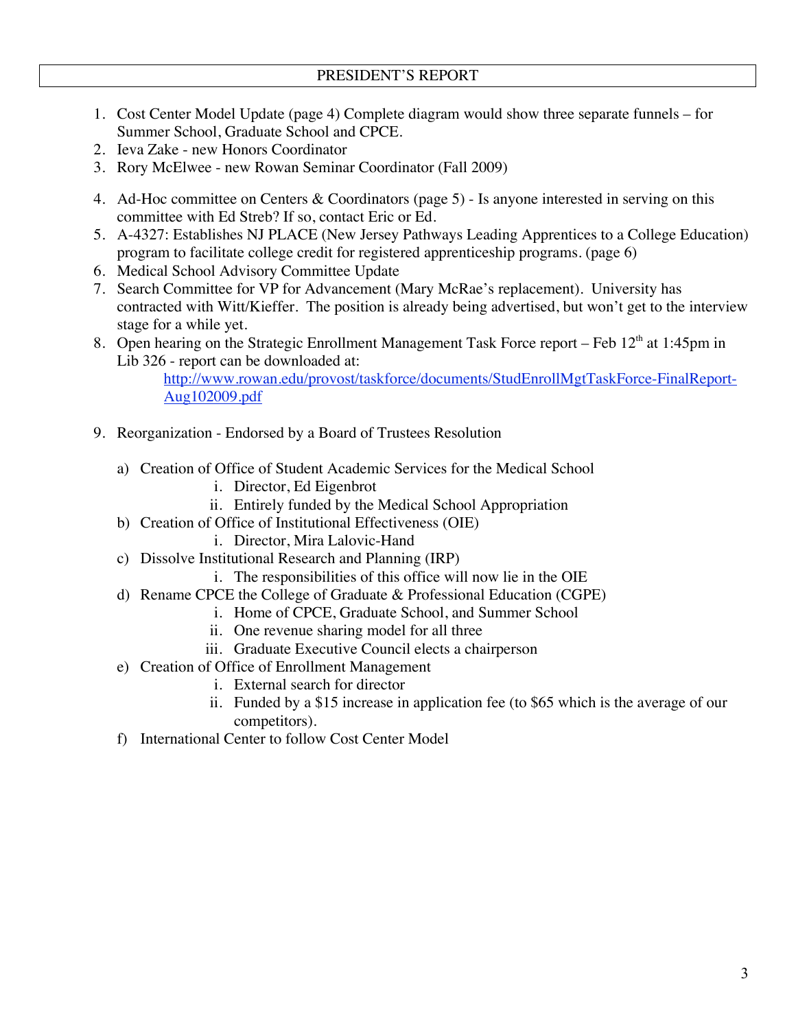## PRESIDENT'S REPORT

1. Cost Center Model Update (page 4) Complete diagram would show three separate funnels – for Summer School, Graduate School and CPCE.
2. Ieva Zake - new Honors Coordinator
3. Rory McElwee - new Rowan Seminar Coordinator (Fall 2009)
4. Ad-Hoc committee on Centers & Coordinators (page 5) - Is anyone interested in serving on this committee with Ed Streb? If so, contact Eric or Ed.
5. A-4327: Establishes NJ PLACE (New Jersey Pathways Leading Apprentices to a College Education) program to facilitate college credit for registered apprenticeship programs. (page 6)
6. Medical School Advisory Committee Update
7. Search Committee for VP for Advancement (Mary McRae's replacement). University has contracted with Witt/Kieffer. The position is already being advertised, but won't get to the interview stage for a while yet.
8. Open hearing on the Strategic Enrollment Management Task Force report – Feb 12th at 1:45pm in Lib 326 - report can be downloaded at:
   http://www.rowan.edu/provost/taskforce/documents/StudEnrollMgtTaskForce-FinalReport-Aug102009.pdf
9. Reorganization - Endorsed by a Board of Trustees Resolution

   a) Creation of Office of Student Academic Services for the Medical School
      i. Director, Ed Eigenbrot
      ii. Entirely funded by the Medical School Appropriation
   b) Creation of Office of Institutional Effectiveness (OIE)
      i. Director, Mira Lalovic-Hand
   c) Dissolve Institutional Research and Planning (IRP)
      i. The responsibilities of this office will now lie in the OIE
   d) Rename CPCE the College of Graduate & Professional Education (CGPE)
      i. Home of CPCE, Graduate School, and Summer School
      ii. One revenue sharing model for all three
      iii. Graduate Executive Council elects a chairperson
   e) Creation of Office of Enrollment Management
      i. External search for director
      ii. Funded by a $15 increase in application fee (to $65 which is the average of our competitors).
   f) International Center to follow Cost Center Model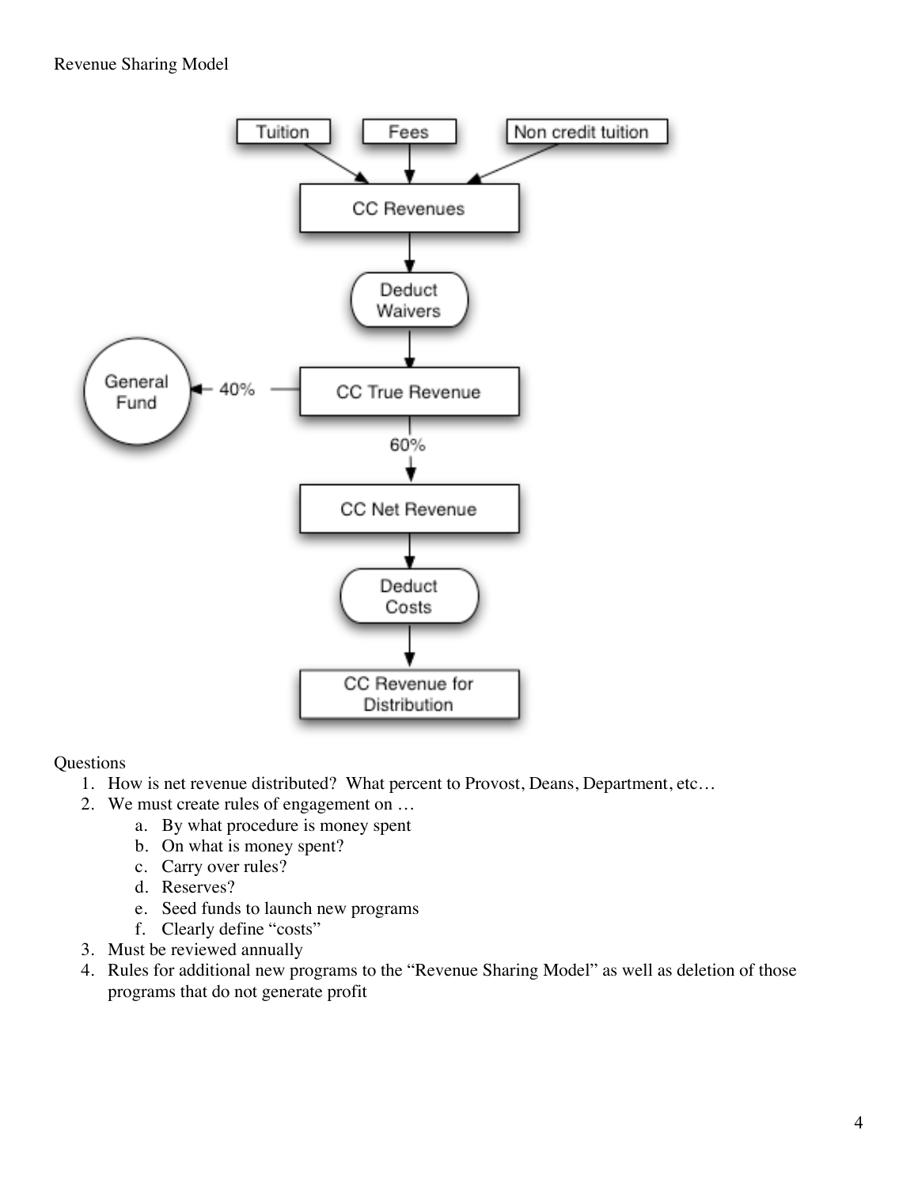Revenue Sharing Model

Questions

1. How is net revenue distributed? What percent to Provost, Deans, Department, etc…
2. We must create rules of engagement on …
   a. By what procedure is money spent
   b. On what is money spent?
   c. Carry over rules?
   d. Reserves?
   e. Seed funds to launch new programs
   f. Clearly define "costs"
3. Must be reviewed annually
4. Rules for additional new programs to the "Revenue Sharing Model" as well as deletion of those programs that do not generate profit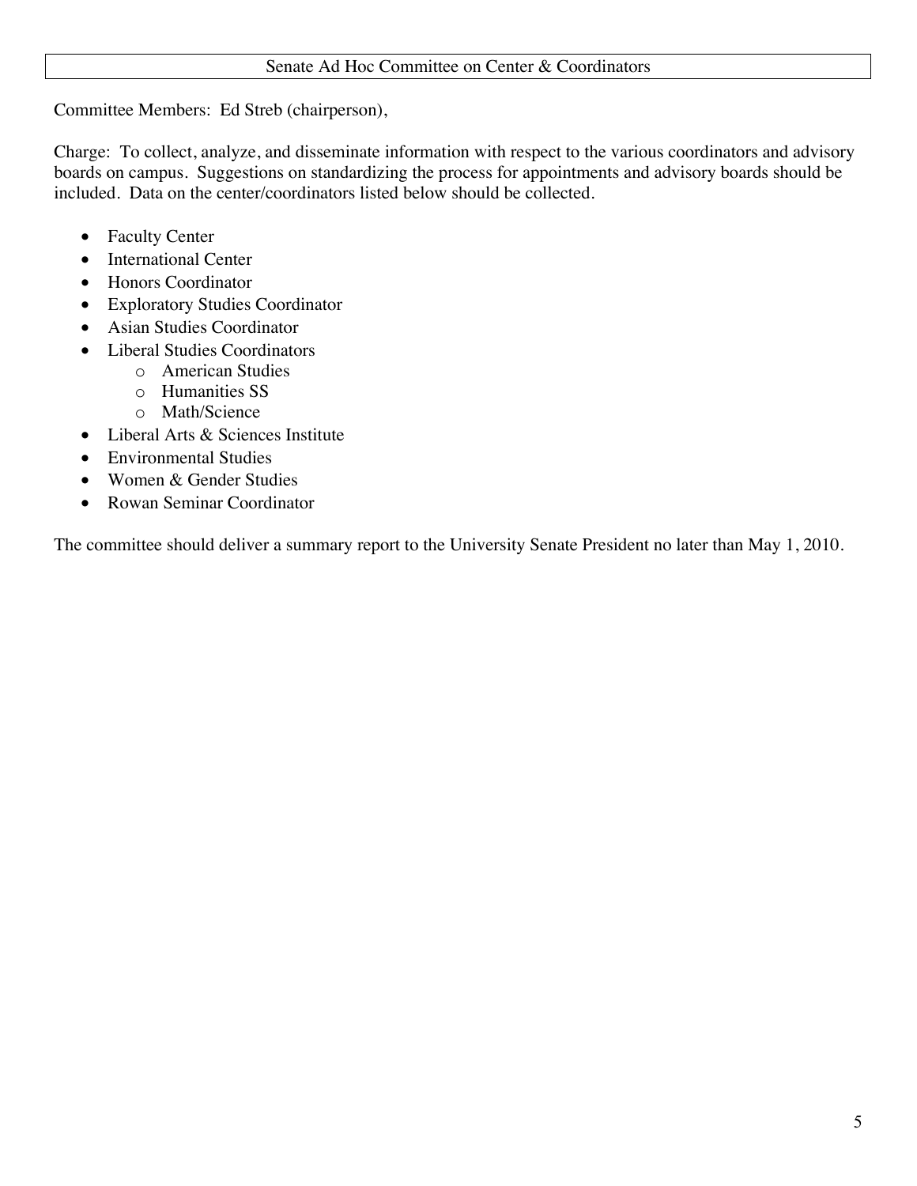## Senate Ad Hoc Committee on Center & Coordinators

Committee Members: Ed Streb (chairperson),

Charge: To collect, analyze, and disseminate information with respect to the various coordinators and advisory boards on campus. Suggestions on standardizing the process for appointments and advisory boards should be included. Data on the center/coordinators listed below should be collected.

- Faculty Center
- International Center
- Honors Coordinator
- Exploratory Studies Coordinator
- Asian Studies Coordinator
- Liberal Studies Coordinators
  - American Studies
  - Humanities SS
  - Math/Science
- Liberal Arts & Sciences Institute
- Environmental Studies
- Women & Gender Studies
- Rowan Seminar Coordinator

The committee should deliver a summary report to the University Senate President no later than May 1, 2010.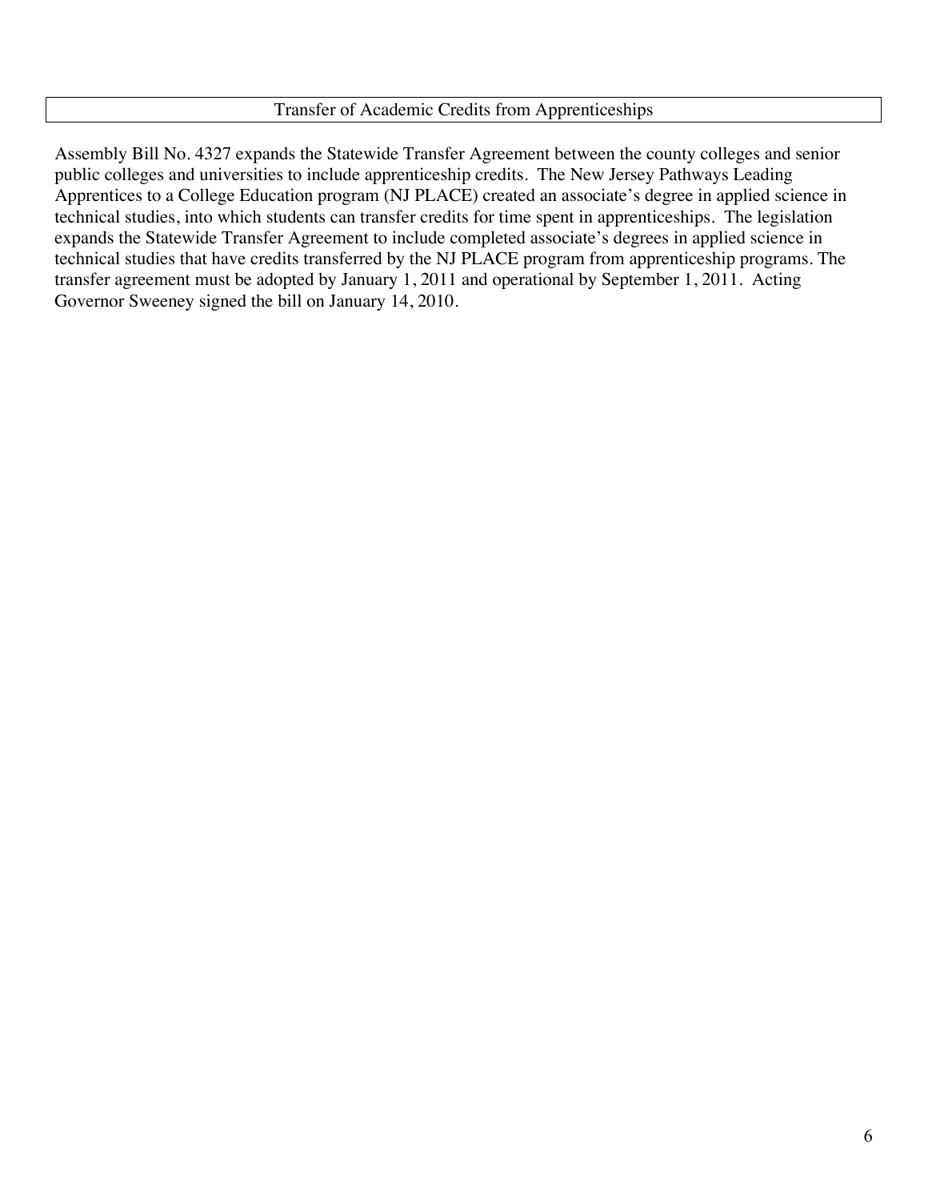## Transfer of Academic Credits from Apprenticeships

Assembly Bill No. 4327 expands the Statewide Transfer Agreement between the county colleges and senior public colleges and universities to include apprenticeship credits. The New Jersey Pathways Leading Apprentices to a College Education program (NJ PLACE) created an associate's degree in applied science in technical studies, into which students can transfer credits for time spent in apprenticeships. The legislation expands the Statewide Transfer Agreement to include completed associate's degrees in applied science in technical studies that have credits transferred by the NJ PLACE program from apprenticeship programs. The transfer agreement must be adopted by January 1, 2011 and operational by September 1, 2011. Acting Governor Sweeney signed the bill on January 14, 2010.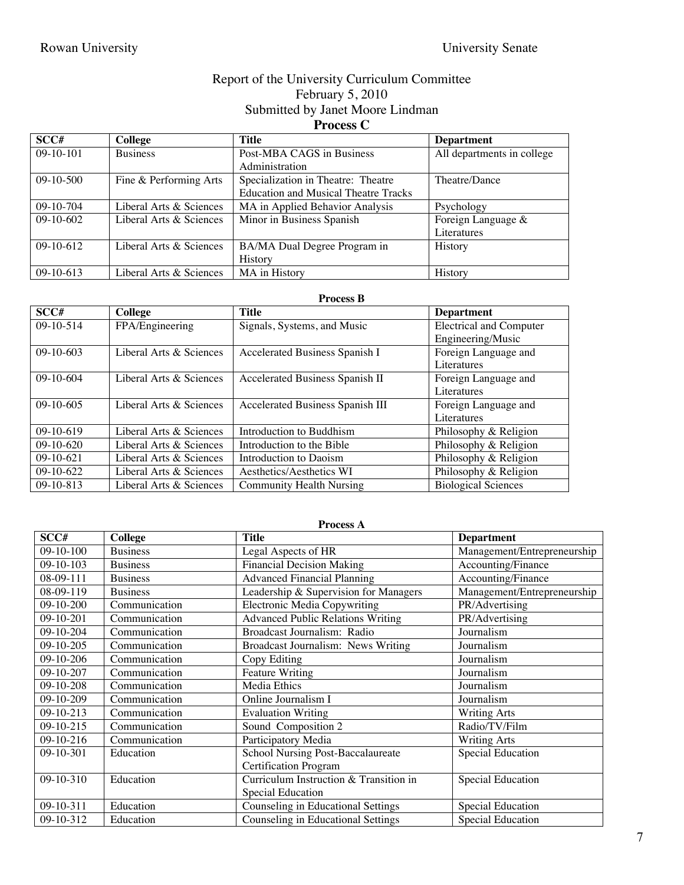Rowan University — University Senate

Report of the University Curriculum Committee
February 5, 2010
Submitted by Janet Moore Lindman

**Process C**

| SCC# | College | Title | Department |
| --- | --- | --- | --- |
| 09-10-101 | Business | Post-MBA CAGS in Business Administration | All departments in college |
| 09-10-500 | Fine & Performing Arts | Specialization in Theatre: Theatre Education and Musical Theatre Tracks | Theatre/Dance |
| 09-10-704 | Liberal Arts & Sciences | MA in Applied Behavior Analysis | Psychology |
| 09-10-602 | Liberal Arts & Sciences | Minor in Business Spanish | Foreign Language & Literatures |
| 09-10-612 | Liberal Arts & Sciences | BA/MA Dual Degree Program in History | History |
| 09-10-613 | Liberal Arts & Sciences | MA in History | History |

**Process B**

| SCC# | College | Title | Department |
| --- | --- | --- | --- |
| 09-10-514 | FPA/Engineering | Signals, Systems, and Music | Electrical and Computer Engineering/Music |
| 09-10-603 | Liberal Arts & Sciences | Accelerated Business Spanish I | Foreign Language and Literatures |
| 09-10-604 | Liberal Arts & Sciences | Accelerated Business Spanish II | Foreign Language and Literatures |
| 09-10-605 | Liberal Arts & Sciences | Accelerated Business Spanish III | Foreign Language and Literatures |
| 09-10-619 | Liberal Arts & Sciences | Introduction to Buddhism | Philosophy & Religion |
| 09-10-620 | Liberal Arts & Sciences | Introduction to the Bible | Philosophy & Religion |
| 09-10-621 | Liberal Arts & Sciences | Introduction to Daoism | Philosophy & Religion |
| 09-10-622 | Liberal Arts & Sciences | Aesthetics/Aesthetics WI | Philosophy & Religion |
| 09-10-813 | Liberal Arts & Sciences | Community Health Nursing | Biological Sciences |

**Process A**

| SCC# | College | Title | Department |
| --- | --- | --- | --- |
| 09-10-100 | Business | Legal Aspects of HR | Management/Entrepreneurship |
| 09-10-103 | Business | Financial Decision Making | Accounting/Finance |
| 08-09-111 | Business | Advanced Financial Planning | Accounting/Finance |
| 08-09-119 | Business | Leadership & Supervision for Managers | Management/Entrepreneurship |
| 09-10-200 | Communication | Electronic Media Copywriting | PR/Advertising |
| 09-10-201 | Communication | Advanced Public Relations Writing | PR/Advertising |
| 09-10-204 | Communication | Broadcast Journalism: Radio | Journalism |
| 09-10-205 | Communication | Broadcast Journalism: News Writing | Journalism |
| 09-10-206 | Communication | Copy Editing | Journalism |
| 09-10-207 | Communication | Feature Writing | Journalism |
| 09-10-208 | Communication | Media Ethics | Journalism |
| 09-10-209 | Communication | Online Journalism I | Journalism |
| 09-10-213 | Communication | Evaluation Writing | Writing Arts |
| 09-10-215 | Communication | Sound Composition 2 | Radio/TV/Film |
| 09-10-216 | Communication | Participatory Media | Writing Arts |
| 09-10-301 | Education | School Nursing Post-Baccalaureate Certification Program | Special Education |
| 09-10-310 | Education | Curriculum Instruction & Transition in Special Education | Special Education |
| 09-10-311 | Education | Counseling in Educational Settings | Special Education |
| 09-10-312 | Education | Counseling in Educational Settings | Special Education |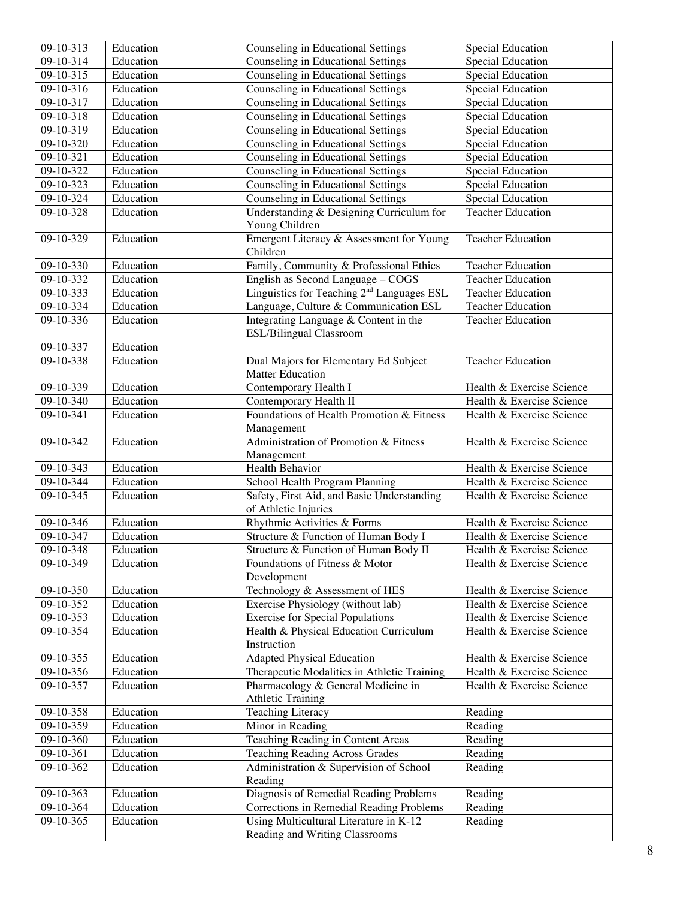| 09-10-313 | Education | Counseling in Educational Settings | Special Education |
|---|---|---|---|
| 09-10-314 | Education | Counseling in Educational Settings | Special Education |
| 09-10-315 | Education | Counseling in Educational Settings | Special Education |
| 09-10-316 | Education | Counseling in Educational Settings | Special Education |
| 09-10-317 | Education | Counseling in Educational Settings | Special Education |
| 09-10-318 | Education | Counseling in Educational Settings | Special Education |
| 09-10-319 | Education | Counseling in Educational Settings | Special Education |
| 09-10-320 | Education | Counseling in Educational Settings | Special Education |
| 09-10-321 | Education | Counseling in Educational Settings | Special Education |
| 09-10-322 | Education | Counseling in Educational Settings | Special Education |
| 09-10-323 | Education | Counseling in Educational Settings | Special Education |
| 09-10-324 | Education | Counseling in Educational Settings | Special Education |
| 09-10-328 | Education | Understanding & Designing Curriculum for Young Children | Teacher Education |
| 09-10-329 | Education | Emergent Literacy & Assessment for Young Children | Teacher Education |
| 09-10-330 | Education | Family, Community & Professional Ethics | Teacher Education |
| 09-10-332 | Education | English as Second Language – COGS | Teacher Education |
| 09-10-333 | Education | Linguistics for Teaching 2nd Languages ESL | Teacher Education |
| 09-10-334 | Education | Language, Culture & Communication ESL | Teacher Education |
| 09-10-336 | Education | Integrating Language & Content in the ESL/Bilingual Classroom | Teacher Education |
| 09-10-337 | Education | | |
| 09-10-338 | Education | Dual Majors for Elementary Ed Subject Matter Education | Teacher Education |
| 09-10-339 | Education | Contemporary Health I | Health & Exercise Science |
| 09-10-340 | Education | Contemporary Health II | Health & Exercise Science |
| 09-10-341 | Education | Foundations of Health Promotion & Fitness Management | Health & Exercise Science |
| 09-10-342 | Education | Administration of Promotion & Fitness Management | Health & Exercise Science |
| 09-10-343 | Education | Health Behavior | Health & Exercise Science |
| 09-10-344 | Education | School Health Program Planning | Health & Exercise Science |
| 09-10-345 | Education | Safety, First Aid, and Basic Understanding of Athletic Injuries | Health & Exercise Science |
| 09-10-346 | Education | Rhythmic Activities & Forms | Health & Exercise Science |
| 09-10-347 | Education | Structure & Function of Human Body I | Health & Exercise Science |
| 09-10-348 | Education | Structure & Function of Human Body II | Health & Exercise Science |
| 09-10-349 | Education | Foundations of Fitness & Motor Development | Health & Exercise Science |
| 09-10-350 | Education | Technology & Assessment of HES | Health & Exercise Science |
| 09-10-352 | Education | Exercise Physiology (without lab) | Health & Exercise Science |
| 09-10-353 | Education | Exercise for Special Populations | Health & Exercise Science |
| 09-10-354 | Education | Health & Physical Education Curriculum Instruction | Health & Exercise Science |
| 09-10-355 | Education | Adapted Physical Education | Health & Exercise Science |
| 09-10-356 | Education | Therapeutic Modalities in Athletic Training | Health & Exercise Science |
| 09-10-357 | Education | Pharmacology & General Medicine in Athletic Training | Health & Exercise Science |
| 09-10-358 | Education | Teaching Literacy | Reading |
| 09-10-359 | Education | Minor in Reading | Reading |
| 09-10-360 | Education | Teaching Reading in Content Areas | Reading |
| 09-10-361 | Education | Teaching Reading Across Grades | Reading |
| 09-10-362 | Education | Administration & Supervision of School Reading | Reading |
| 09-10-363 | Education | Diagnosis of Remedial Reading Problems | Reading |
| 09-10-364 | Education | Corrections in Remedial Reading Problems | Reading |
| 09-10-365 | Education | Using Multicultural Literature in K-12 Reading and Writing Classrooms | Reading |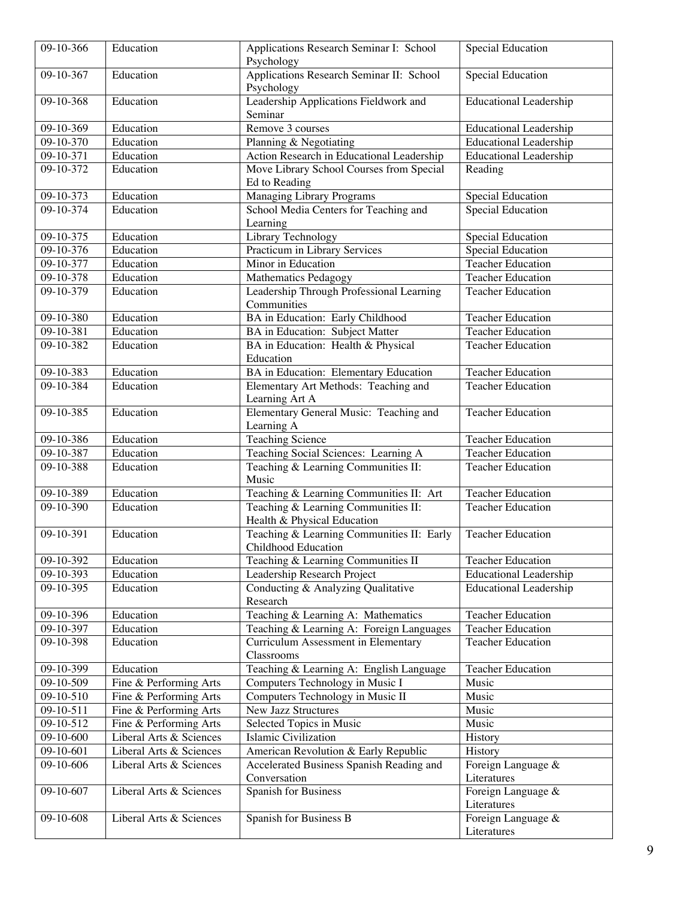| | | | |
|---|---|---|---|
| 09-10-366 | Education | Applications Research Seminar I: School Psychology | Special Education |
| 09-10-367 | Education | Applications Research Seminar II: School Psychology | Special Education |
| 09-10-368 | Education | Leadership Applications Fieldwork and Seminar | Educational Leadership |
| 09-10-369 | Education | Remove 3 courses | Educational Leadership |
| 09-10-370 | Education | Planning & Negotiating | Educational Leadership |
| 09-10-371 | Education | Action Research in Educational Leadership | Educational Leadership |
| 09-10-372 | Education | Move Library School Courses from Special Ed to Reading | Reading |
| 09-10-373 | Education | Managing Library Programs | Special Education |
| 09-10-374 | Education | School Media Centers for Teaching and Learning | Special Education |
| 09-10-375 | Education | Library Technology | Special Education |
| 09-10-376 | Education | Practicum in Library Services | Special Education |
| 09-10-377 | Education | Minor in Education | Teacher Education |
| 09-10-378 | Education | Mathematics Pedagogy | Teacher Education |
| 09-10-379 | Education | Leadership Through Professional Learning Communities | Teacher Education |
| 09-10-380 | Education | BA in Education: Early Childhood | Teacher Education |
| 09-10-381 | Education | BA in Education: Subject Matter | Teacher Education |
| 09-10-382 | Education | BA in Education: Health & Physical Education | Teacher Education |
| 09-10-383 | Education | BA in Education: Elementary Education | Teacher Education |
| 09-10-384 | Education | Elementary Art Methods: Teaching and Learning Art A | Teacher Education |
| 09-10-385 | Education | Elementary General Music: Teaching and Learning A | Teacher Education |
| 09-10-386 | Education | Teaching Science | Teacher Education |
| 09-10-387 | Education | Teaching Social Sciences: Learning A | Teacher Education |
| 09-10-388 | Education | Teaching & Learning Communities II: Music | Teacher Education |
| 09-10-389 | Education | Teaching & Learning Communities II: Art | Teacher Education |
| 09-10-390 | Education | Teaching & Learning Communities II: Health & Physical Education | Teacher Education |
| 09-10-391 | Education | Teaching & Learning Communities II: Early Childhood Education | Teacher Education |
| 09-10-392 | Education | Teaching & Learning Communities II | Teacher Education |
| 09-10-393 | Education | Leadership Research Project | Educational Leadership |
| 09-10-395 | Education | Conducting & Analyzing Qualitative Research | Educational Leadership |
| 09-10-396 | Education | Teaching & Learning A: Mathematics | Teacher Education |
| 09-10-397 | Education | Teaching & Learning A: Foreign Languages | Teacher Education |
| 09-10-398 | Education | Curriculum Assessment in Elementary Classrooms | Teacher Education |
| 09-10-399 | Education | Teaching & Learning A: English Language | Teacher Education |
| 09-10-509 | Fine & Performing Arts | Computers Technology in Music I | Music |
| 09-10-510 | Fine & Performing Arts | Computers Technology in Music II | Music |
| 09-10-511 | Fine & Performing Arts | New Jazz Structures | Music |
| 09-10-512 | Fine & Performing Arts | Selected Topics in Music | Music |
| 09-10-600 | Liberal Arts & Sciences | Islamic Civilization | History |
| 09-10-601 | Liberal Arts & Sciences | American Revolution & Early Republic | History |
| 09-10-606 | Liberal Arts & Sciences | Accelerated Business Spanish Reading and Conversation | Foreign Language & Literatures |
| 09-10-607 | Liberal Arts & Sciences | Spanish for Business | Foreign Language & Literatures |
| 09-10-608 | Liberal Arts & Sciences | Spanish for Business B | Foreign Language & Literatures |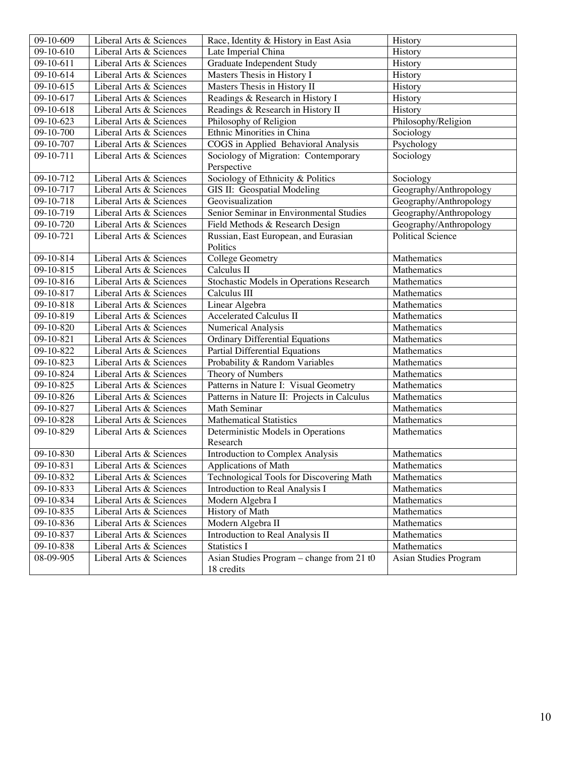| 09-10-609 | Liberal Arts & Sciences | Race, Identity & History in East Asia | History |
|---|---|---|---|
| 09-10-610 | Liberal Arts & Sciences | Late Imperial China | History |
| 09-10-611 | Liberal Arts & Sciences | Graduate Independent Study | History |
| 09-10-614 | Liberal Arts & Sciences | Masters Thesis in History I | History |
| 09-10-615 | Liberal Arts & Sciences | Masters Thesis in History II | History |
| 09-10-617 | Liberal Arts & Sciences | Readings & Research in History I | History |
| 09-10-618 | Liberal Arts & Sciences | Readings & Research in History II | History |
| 09-10-623 | Liberal Arts & Sciences | Philosophy of Religion | Philosophy/Religion |
| 09-10-700 | Liberal Arts & Sciences | Ethnic Minorities in China | Sociology |
| 09-10-707 | Liberal Arts & Sciences | COGS in Applied Behavioral Analysis | Psychology |
| 09-10-711 | Liberal Arts & Sciences | Sociology of Migration: Contemporary Perspective | Sociology |
| 09-10-712 | Liberal Arts & Sciences | Sociology of Ethnicity & Politics | Sociology |
| 09-10-717 | Liberal Arts & Sciences | GIS II: Geospatial Modeling | Geography/Anthropology |
| 09-10-718 | Liberal Arts & Sciences | Geovisualization | Geography/Anthropology |
| 09-10-719 | Liberal Arts & Sciences | Senior Seminar in Environmental Studies | Geography/Anthropology |
| 09-10-720 | Liberal Arts & Sciences | Field Methods & Research Design | Geography/Anthropology |
| 09-10-721 | Liberal Arts & Sciences | Russian, East European, and Eurasian Politics | Political Science |
| 09-10-814 | Liberal Arts & Sciences | College Geometry | Mathematics |
| 09-10-815 | Liberal Arts & Sciences | Calculus II | Mathematics |
| 09-10-816 | Liberal Arts & Sciences | Stochastic Models in Operations Research | Mathematics |
| 09-10-817 | Liberal Arts & Sciences | Calculus III | Mathematics |
| 09-10-818 | Liberal Arts & Sciences | Linear Algebra | Mathematics |
| 09-10-819 | Liberal Arts & Sciences | Accelerated Calculus II | Mathematics |
| 09-10-820 | Liberal Arts & Sciences | Numerical Analysis | Mathematics |
| 09-10-821 | Liberal Arts & Sciences | Ordinary Differential Equations | Mathematics |
| 09-10-822 | Liberal Arts & Sciences | Partial Differential Equations | Mathematics |
| 09-10-823 | Liberal Arts & Sciences | Probability & Random Variables | Mathematics |
| 09-10-824 | Liberal Arts & Sciences | Theory of Numbers | Mathematics |
| 09-10-825 | Liberal Arts & Sciences | Patterns in Nature I: Visual Geometry | Mathematics |
| 09-10-826 | Liberal Arts & Sciences | Patterns in Nature II: Projects in Calculus | Mathematics |
| 09-10-827 | Liberal Arts & Sciences | Math Seminar | Mathematics |
| 09-10-828 | Liberal Arts & Sciences | Mathematical Statistics | Mathematics |
| 09-10-829 | Liberal Arts & Sciences | Deterministic Models in Operations Research | Mathematics |
| 09-10-830 | Liberal Arts & Sciences | Introduction to Complex Analysis | Mathematics |
| 09-10-831 | Liberal Arts & Sciences | Applications of Math | Mathematics |
| 09-10-832 | Liberal Arts & Sciences | Technological Tools for Discovering Math | Mathematics |
| 09-10-833 | Liberal Arts & Sciences | Introduction to Real Analysis I | Mathematics |
| 09-10-834 | Liberal Arts & Sciences | Modern Algebra I | Mathematics |
| 09-10-835 | Liberal Arts & Sciences | History of Math | Mathematics |
| 09-10-836 | Liberal Arts & Sciences | Modern Algebra II | Mathematics |
| 09-10-837 | Liberal Arts & Sciences | Introduction to Real Analysis II | Mathematics |
| 09-10-838 | Liberal Arts & Sciences | Statistics I | Mathematics |
| 08-09-905 | Liberal Arts & Sciences | Asian Studies Program – change from 21 t0 18 credits | Asian Studies Program |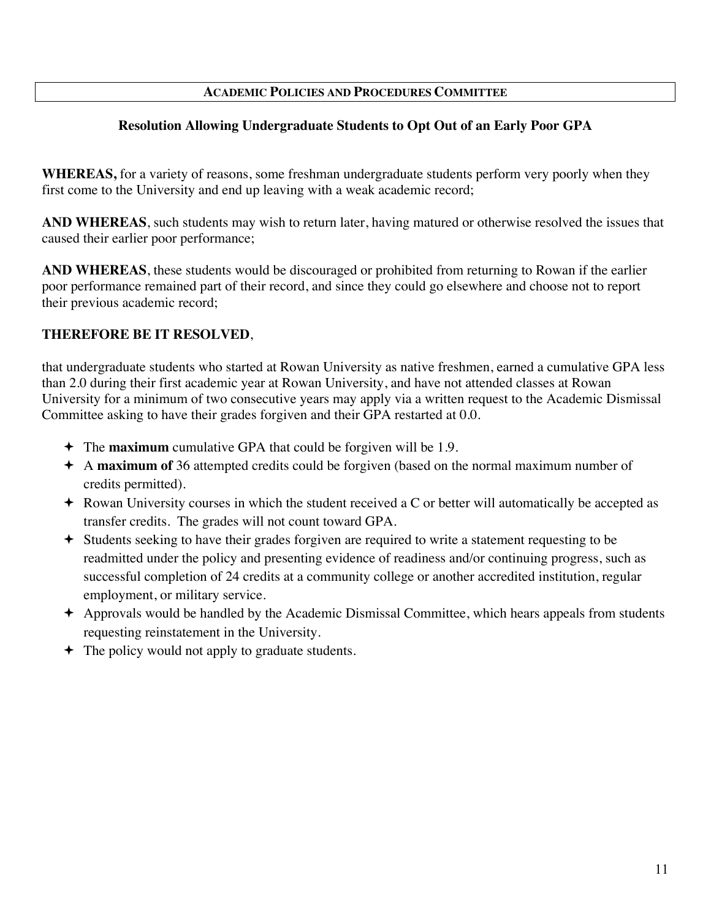## ACADEMIC POLICIES AND PROCEDURES COMMITTEE

### Resolution Allowing Undergraduate Students to Opt Out of an Early Poor GPA

**WHEREAS,** for a variety of reasons, some freshman undergraduate students perform very poorly when they first come to the University and end up leaving with a weak academic record;

**AND WHEREAS**, such students may wish to return later, having matured or otherwise resolved the issues that caused their earlier poor performance;

**AND WHEREAS**, these students would be discouraged or prohibited from returning to Rowan if the earlier poor performance remained part of their record, and since they could go elsewhere and choose not to report their previous academic record;

**THEREFORE BE IT RESOLVED**,

that undergraduate students who started at Rowan University as native freshmen, earned a cumulative GPA less than 2.0 during their first academic year at Rowan University, and have not attended classes at Rowan University for a minimum of two consecutive years may apply via a written request to the Academic Dismissal Committee asking to have their grades forgiven and their GPA restarted at 0.0.

- The **maximum** cumulative GPA that could be forgiven will be 1.9.
- A **maximum of** 36 attempted credits could be forgiven (based on the normal maximum number of credits permitted).
- Rowan University courses in which the student received a C or better will automatically be accepted as transfer credits. The grades will not count toward GPA.
- Students seeking to have their grades forgiven are required to write a statement requesting to be readmitted under the policy and presenting evidence of readiness and/or continuing progress, such as successful completion of 24 credits at a community college or another accredited institution, regular employment, or military service.
- Approvals would be handled by the Academic Dismissal Committee, which hears appeals from students requesting reinstatement in the University.
- The policy would not apply to graduate students.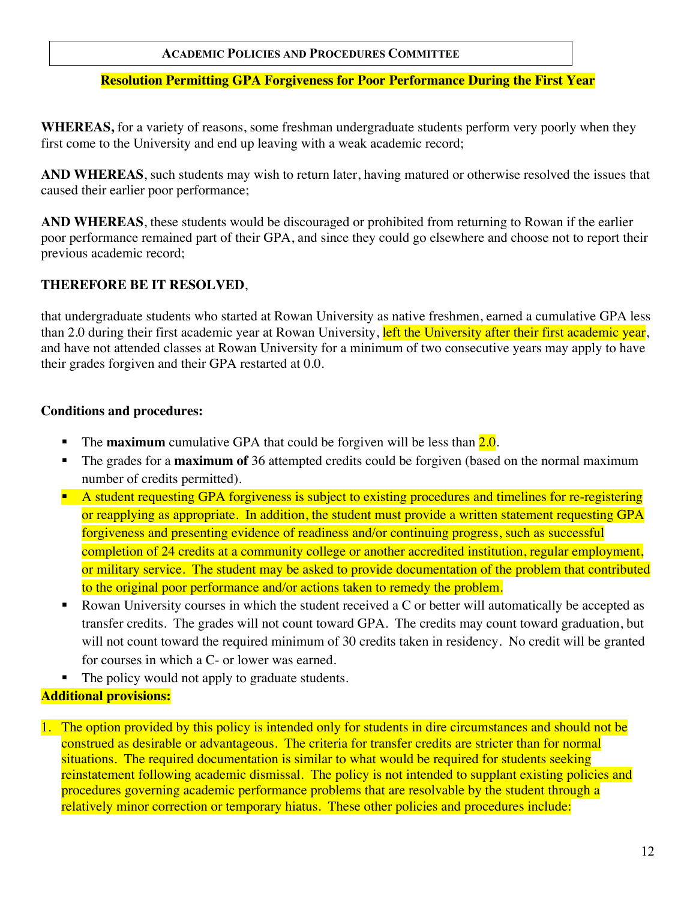**Academic Policies and Procedures Committee**

**Resolution Permitting GPA Forgiveness for Poor Performance During the First Year**

**WHEREAS,** for a variety of reasons, some freshman undergraduate students perform very poorly when they first come to the University and end up leaving with a weak academic record;

**AND WHEREAS**, such students may wish to return later, having matured or otherwise resolved the issues that caused their earlier poor performance;

**AND WHEREAS**, these students would be discouraged or prohibited from returning to Rowan if the earlier poor performance remained part of their GPA, and since they could go elsewhere and choose not to report their previous academic record;

**THEREFORE BE IT RESOLVED**,

that undergraduate students who started at Rowan University as native freshmen, earned a cumulative GPA less than 2.0 during their first academic year at Rowan University, left the University after their first academic year, and have not attended classes at Rowan University for a minimum of two consecutive years may apply to have their grades forgiven and their GPA restarted at 0.0.

**Conditions and procedures:**

- The **maximum** cumulative GPA that could be forgiven will be less than 2.0.
- The grades for a **maximum of** 36 attempted credits could be forgiven (based on the normal maximum number of credits permitted).
- A student requesting GPA forgiveness is subject to existing procedures and timelines for re-registering or reapplying as appropriate. In addition, the student must provide a written statement requesting GPA forgiveness and presenting evidence of readiness and/or continuing progress, such as successful completion of 24 credits at a community college or another accredited institution, regular employment, or military service. The student may be asked to provide documentation of the problem that contributed to the original poor performance and/or actions taken to remedy the problem.
- Rowan University courses in which the student received a C or better will automatically be accepted as transfer credits. The grades will not count toward GPA. The credits may count toward graduation, but will not count toward the required minimum of 30 credits taken in residency. No credit will be granted for courses in which a C- or lower was earned.
- The policy would not apply to graduate students.

**Additional provisions:**

1. The option provided by this policy is intended only for students in dire circumstances and should not be construed as desirable or advantageous. The criteria for transfer credits are stricter than for normal situations. The required documentation is similar to what would be required for students seeking reinstatement following academic dismissal. The policy is not intended to supplant existing policies and procedures governing academic performance problems that are resolvable by the student through a relatively minor correction or temporary hiatus. These other policies and procedures include: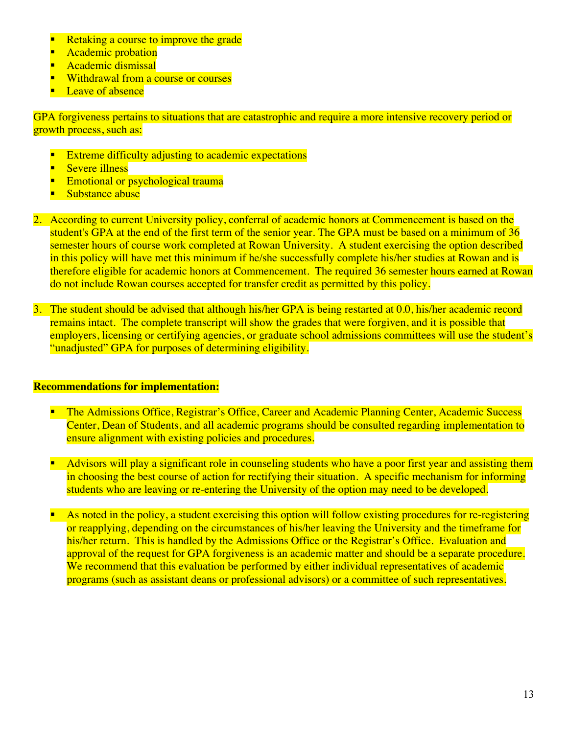- Retaking a course to improve the grade
- Academic probation
- Academic dismissal
- Withdrawal from a course or courses
- Leave of absence

GPA forgiveness pertains to situations that are catastrophic and require a more intensive recovery period or growth process, such as:

- Extreme difficulty adjusting to academic expectations
- Severe illness
- Emotional or psychological trauma
- Substance abuse

2. According to current University policy, conferral of academic honors at Commencement is based on the student's GPA at the end of the first term of the senior year. The GPA must be based on a minimum of 36 semester hours of course work completed at Rowan University. A student exercising the option described in this policy will have met this minimum if he/she successfully complete his/her studies at Rowan and is therefore eligible for academic honors at Commencement. The required 36 semester hours earned at Rowan do not include Rowan courses accepted for transfer credit as permitted by this policy.

3. The student should be advised that although his/her GPA is being restarted at 0.0, his/her academic record remains intact. The complete transcript will show the grades that were forgiven, and it is possible that employers, licensing or certifying agencies, or graduate school admissions committees will use the student's "unadjusted" GPA for purposes of determining eligibility.

**Recommendations for implementation:**

- The Admissions Office, Registrar's Office, Career and Academic Planning Center, Academic Success Center, Dean of Students, and all academic programs should be consulted regarding implementation to ensure alignment with existing policies and procedures.

- Advisors will play a significant role in counseling students who have a poor first year and assisting them in choosing the best course of action for rectifying their situation. A specific mechanism for informing students who are leaving or re-entering the University of the option may need to be developed.

- As noted in the policy, a student exercising this option will follow existing procedures for re-registering or reapplying, depending on the circumstances of his/her leaving the University and the timeframe for his/her return. This is handled by the Admissions Office or the Registrar's Office. Evaluation and approval of the request for GPA forgiveness is an academic matter and should be a separate procedure. We recommend that this evaluation be performed by either individual representatives of academic programs (such as assistant deans or professional advisors) or a committee of such representatives.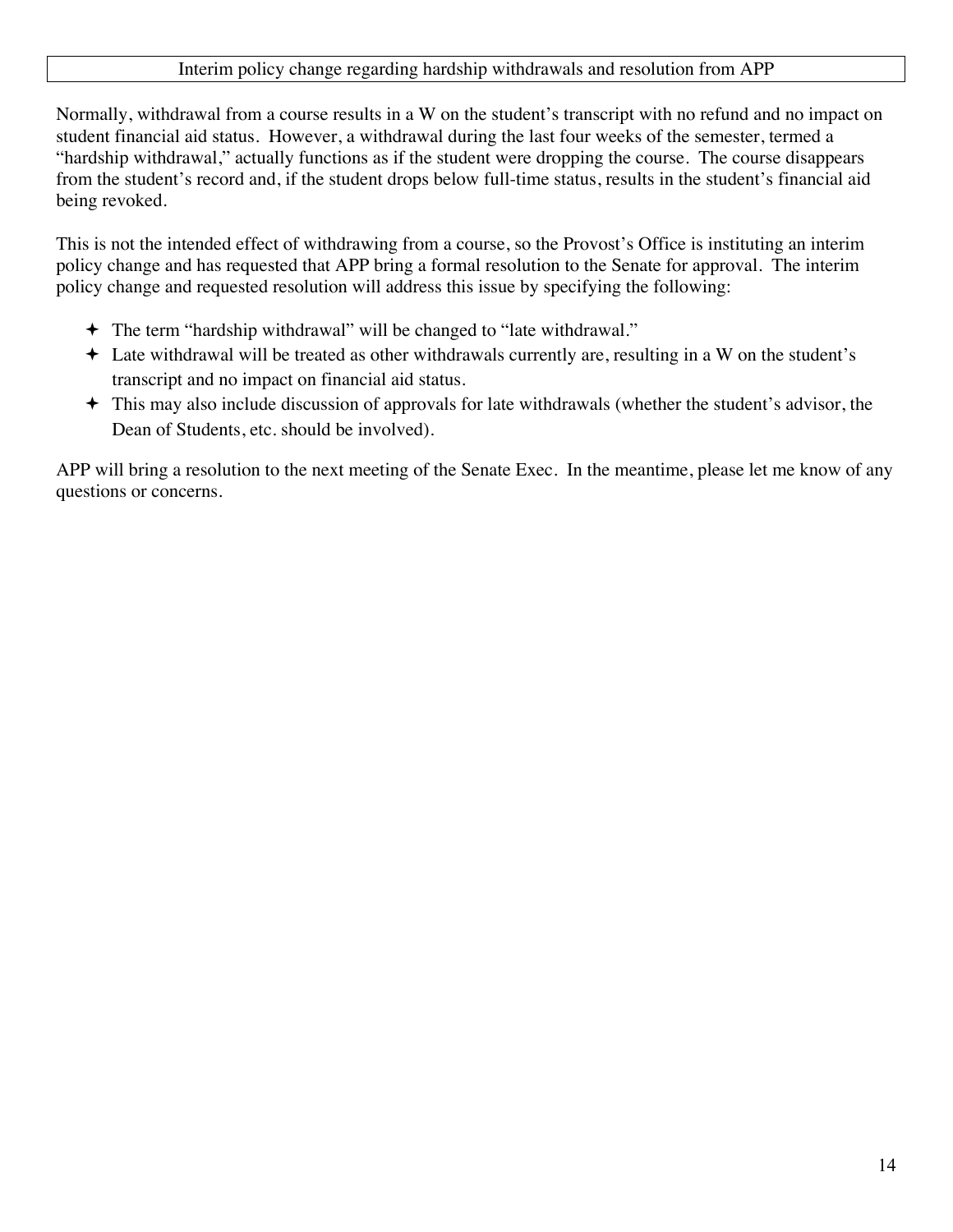## Interim policy change regarding hardship withdrawals and resolution from APP

Normally, withdrawal from a course results in a W on the student's transcript with no refund and no impact on student financial aid status. However, a withdrawal during the last four weeks of the semester, termed a "hardship withdrawal," actually functions as if the student were dropping the course. The course disappears from the student's record and, if the student drops below full-time status, results in the student's financial aid being revoked.

This is not the intended effect of withdrawing from a course, so the Provost's Office is instituting an interim policy change and has requested that APP bring a formal resolution to the Senate for approval. The interim policy change and requested resolution will address this issue by specifying the following:

- The term "hardship withdrawal" will be changed to "late withdrawal."
- Late withdrawal will be treated as other withdrawals currently are, resulting in a W on the student's transcript and no impact on financial aid status.
- This may also include discussion of approvals for late withdrawals (whether the student's advisor, the Dean of Students, etc. should be involved).

APP will bring a resolution to the next meeting of the Senate Exec. In the meantime, please let me know of any questions or concerns.